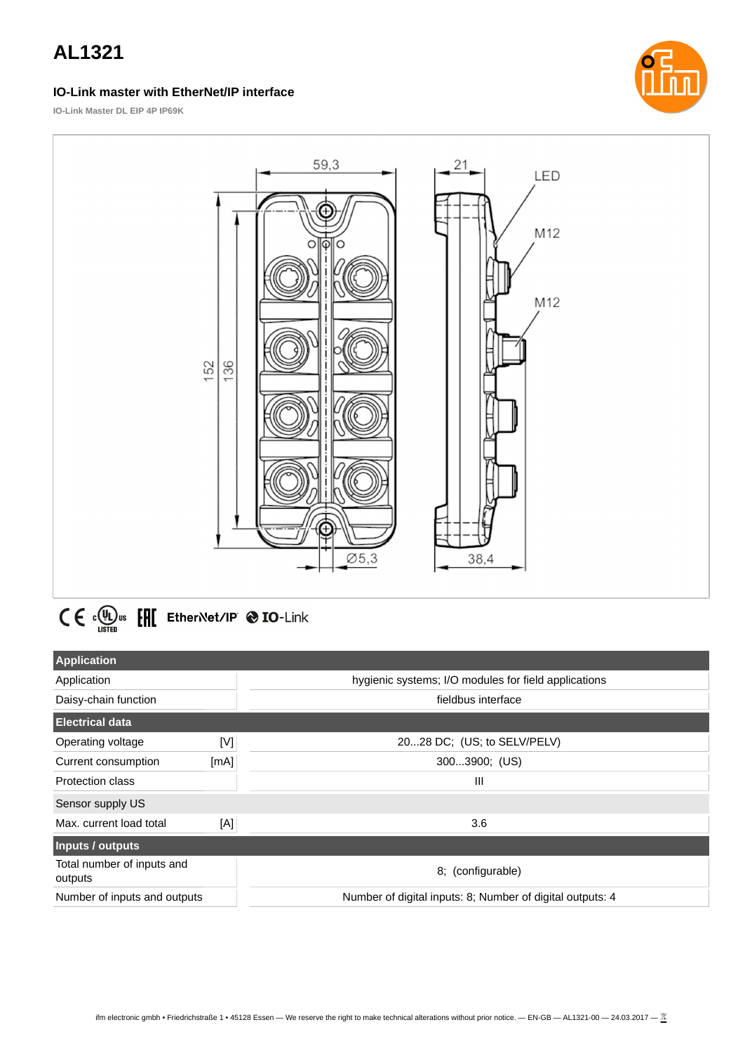# AL1321

### IO-Link master with EtherNet/IP interface

IO-Link Master DL EIP 4P IP69K

| Application | | |
|---|---|---|
| Application | | hygienic systems; I/O modules for field applications |
| Daisy-chain function | | fieldbus interface |
| **Electrical data** | | |
| Operating voltage | [V] | 20...28 DC; (US; to SELV/PELV) |
| Current consumption | [mA] | 300...3900; (US) |
| Protection class | | III |
| Sensor supply US | | |
| Max. current load total | [A] | 3.6 |
| **Inputs / outputs** | | |
| Total number of inputs and outputs | | 8; (configurable) |
| Number of inputs and outputs | | Number of digital inputs: 8; Number of digital outputs: 4 |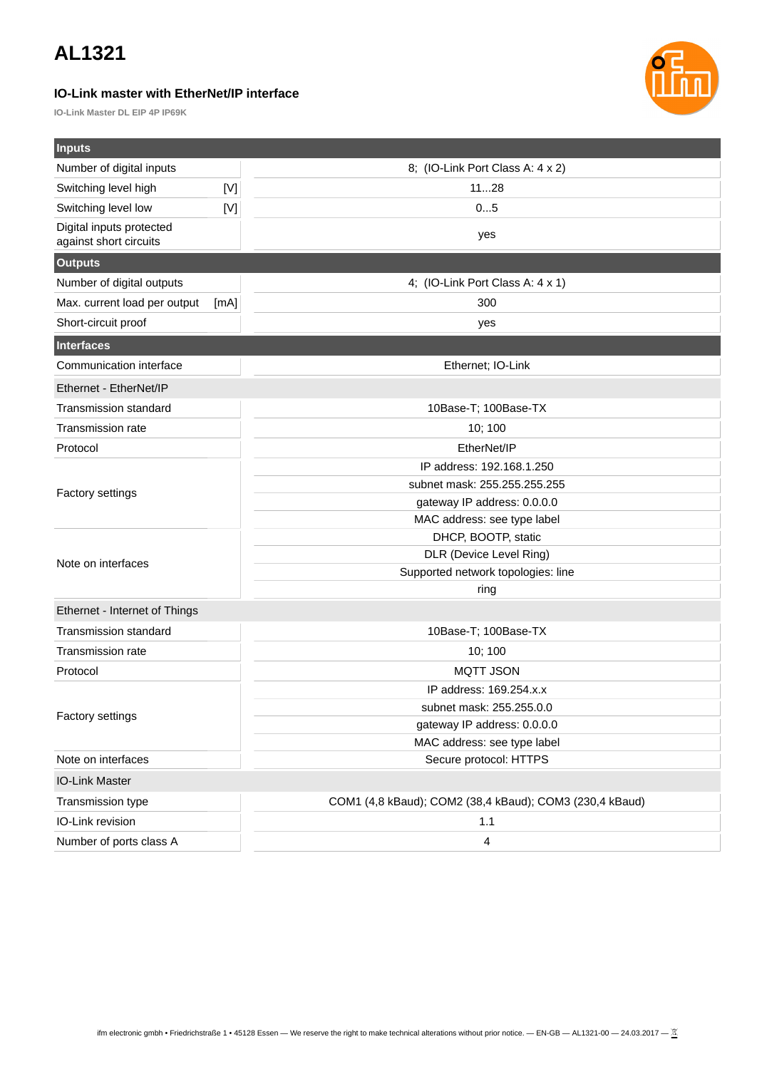# AL1321

### IO-Link master with EtherNet/IP interface

**IO-Link Master DL EIP 4P IP69K**

| **Inputs** | | |
|---|---|---|
| Number of digital inputs | | 8; (IO-Link Port Class A: 4 x 2) |
| Switching level high | [V] | 11...28 |
| Switching level low | [V] | 0...5 |
| Digital inputs protected against short circuits | | yes |
| **Outputs** | | |
| Number of digital outputs | | 4; (IO-Link Port Class A: 4 x 1) |
| Max. current load per output | [mA] | 300 |
| Short-circuit proof | | yes |
| **Interfaces** | | |
| Communication interface | | Ethernet; IO-Link |
| Ethernet - EtherNet/IP | | |
| Transmission standard | | 10Base-T; 100Base-TX |
| Transmission rate | | 10; 100 |
| Protocol | | EtherNet/IP |
| Factory settings | | IP address: 192.168.1.250 |
| | | subnet mask: 255.255.255.255 |
| | | gateway IP address: 0.0.0.0 |
| | | MAC address: see type label |
| Note on interfaces | | DHCP, BOOTP, static |
| | | DLR (Device Level Ring) |
| | | Supported network topologies: line |
| | | ring |
| Ethernet - Internet of Things | | |
| Transmission standard | | 10Base-T; 100Base-TX |
| Transmission rate | | 10; 100 |
| Protocol | | MQTT JSON |
| Factory settings | | IP address: 169.254.x.x |
| | | subnet mask: 255.255.0.0 |
| | | gateway IP address: 0.0.0.0 |
| | | MAC address: see type label |
| Note on interfaces | | Secure protocol: HTTPS |
| IO-Link Master | | |
| Transmission type | | COM1 (4,8 kBaud); COM2 (38,4 kBaud); COM3 (230,4 kBaud) |
| IO-Link revision | | 1.1 |
| Number of ports class A | | 4 |

ifm electronic gmbh • Friedrichstraße 1 • 45128 Essen — We reserve the right to make technical alterations without prior notice. — EN-GB — AL1321-00 — 24.03.2017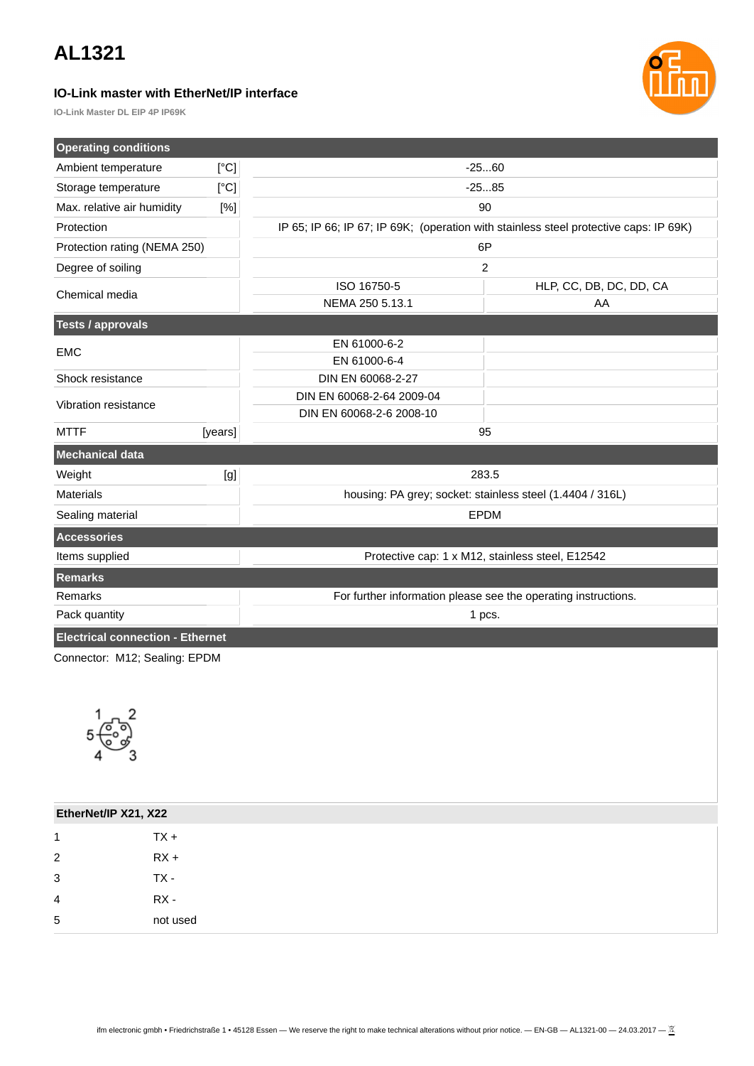# AL1321

### IO-Link master with EtherNet/IP interface

IO-Link Master DL EIP 4P IP69K

| Operating conditions | | | |
|---|---|---|---|
| Ambient temperature | [°C] | -25...60 | |
| Storage temperature | [°C] | -25...85 | |
| Max. relative air humidity | [%] | 90 | |
| Protection | | IP 65; IP 66; IP 67; IP 69K; (operation with stainless steel protective caps: IP 69K) | |
| Protection rating (NEMA 250) | | 6P | |
| Degree of soiling | | 2 | |
| Chemical media | | ISO 16750-5 | HLP, CC, DB, DC, DD, CA |
| | | NEMA 250 5.13.1 | AA |

| Tests / approvals | | | |
|---|---|---|---|
| EMC | | EN 61000-6-2 | |
| | | EN 61000-6-4 | |
| Shock resistance | | DIN EN 60068-2-27 | |
| Vibration resistance | | DIN EN 60068-2-64 2009-04 | |
| | | DIN EN 60068-2-6 2008-10 | |
| MTTF | [years] | 95 | |

| Mechanical data | | |
|---|---|---|
| Weight | [g] | 283.5 |
| Materials | | housing: PA grey; socket: stainless steel (1.4404 / 316L) |
| Sealing material | | EPDM |

| Accessories | |
|---|---|
| Items supplied | Protective cap: 1 x M12, stainless steel, E12542 |

| Remarks | |
|---|---|
| Remarks | For further information please see the operating instructions. |
| Pack quantity | 1 pcs. |

## Electrical connection - Ethernet

Connector: M12; Sealing: EPDM

| EtherNet/IP X21, X22 | |
|---|---|
| 1 | TX + |
| 2 | RX + |
| 3 | TX - |
| 4 | RX - |
| 5 | not used |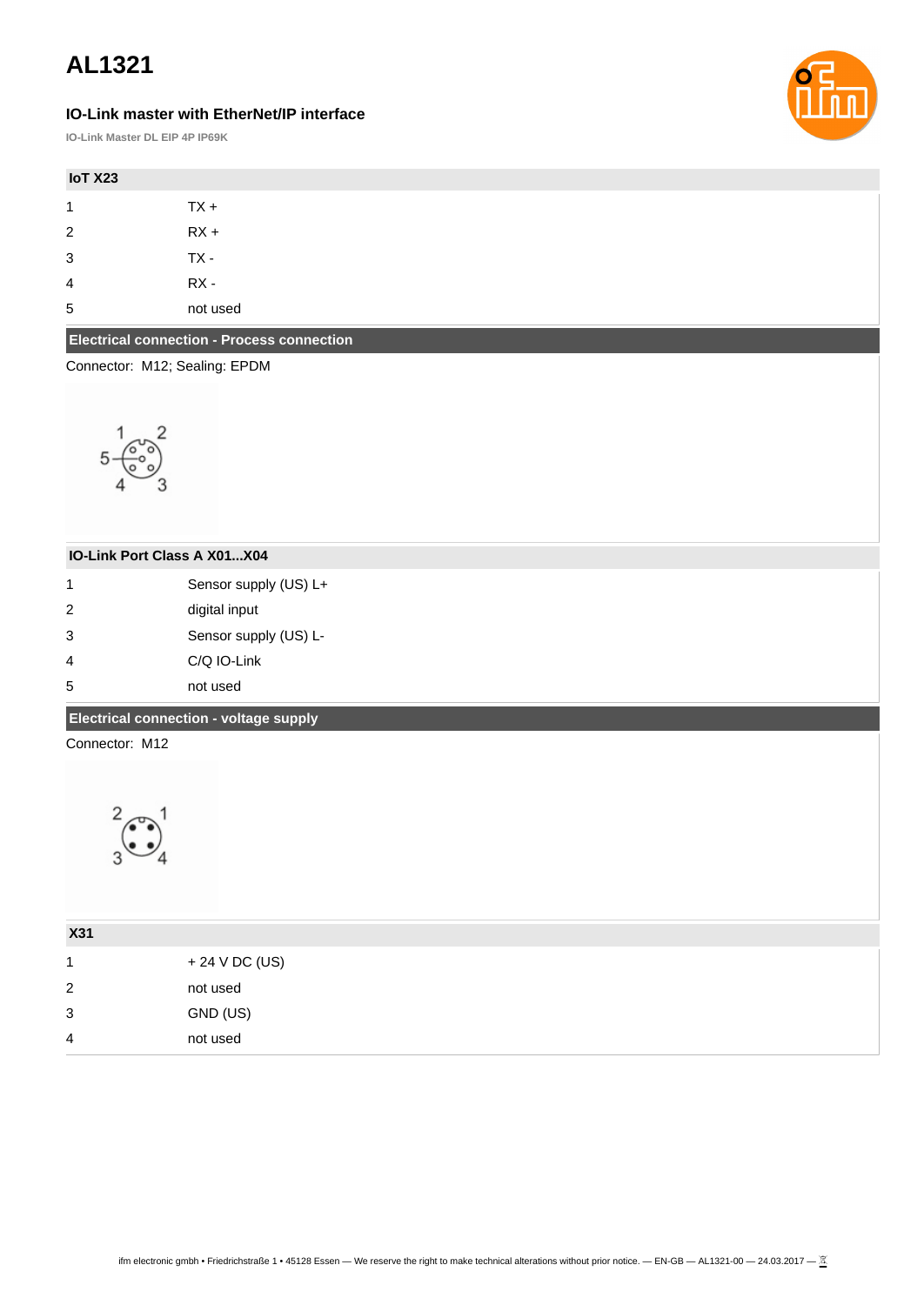# AL1321

### IO-Link master with EtherNet/IP interface

**IO-Link Master DL EIP 4P IP69K**

| **IoT X23** | |
|---|---|
| 1 | TX + |
| 2 | RX + |
| 3 | TX - |
| 4 | RX - |
| 5 | not used |

## Electrical connection - Process connection

Connector: M12; Sealing: EPDM

1 2
5
4 3

| **IO-Link Port Class A X01...X04** | |
|---|---|
| 1 | Sensor supply (US) L+ |
| 2 | digital input |
| 3 | Sensor supply (US) L- |
| 4 | C/Q IO-Link |
| 5 | not used |

## Electrical connection - voltage supply

Connector: M12

2 1
3 4

| **X31** | |
|---|---|
| 1 | + 24 V DC (US) |
| 2 | not used |
| 3 | GND (US) |
| 4 | not used |

ifm electronic gmbh • Friedrichstraße 1 • 45128 Essen — We reserve the right to make technical alterations without prior notice. — EN-GB — AL1321-00 — 24.03.2017 —